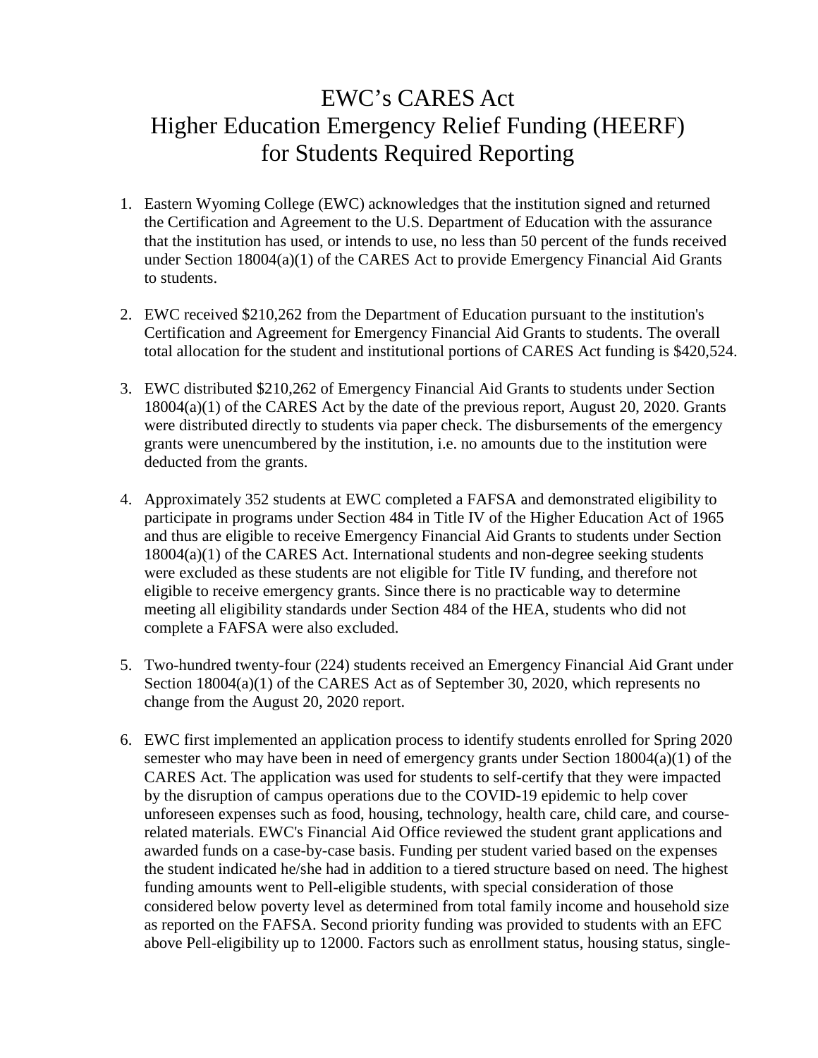# EWC's CARES Act Higher Education Emergency Relief Funding (HEERF) for Students Required Reporting

1. Eastern Wyoming College (EWC) acknowledges that the institution signed and returned the Certification and Agreement to the U.S. Department of Education with the assurance that the institution has used, or intends to use, no less than 50 percent of the funds received under Section 18004(a)(1) of the CARES Act to provide Emergency Financial Aid Grants to students.

2. EWC received $210,262 from the Department of Education pursuant to the institution's Certification and Agreement for Emergency Financial Aid Grants to students. The overall total allocation for the student and institutional portions of CARES Act funding is $420,524.

3. EWC distributed $210,262 of Emergency Financial Aid Grants to students under Section 18004(a)(1) of the CARES Act by the date of the previous report, August 20, 2020. Grants were distributed directly to students via paper check. The disbursements of the emergency grants were unencumbered by the institution, i.e. no amounts due to the institution were deducted from the grants.

4. Approximately 352 students at EWC completed a FAFSA and demonstrated eligibility to participate in programs under Section 484 in Title IV of the Higher Education Act of 1965 and thus are eligible to receive Emergency Financial Aid Grants to students under Section 18004(a)(1) of the CARES Act. International students and non-degree seeking students were excluded as these students are not eligible for Title IV funding, and therefore not eligible to receive emergency grants. Since there is no practicable way to determine meeting all eligibility standards under Section 484 of the HEA, students who did not complete a FAFSA were also excluded.

5. Two-hundred twenty-four (224) students received an Emergency Financial Aid Grant under Section 18004(a)(1) of the CARES Act as of September 30, 2020, which represents no change from the August 20, 2020 report.

6. EWC first implemented an application process to identify students enrolled for Spring 2020 semester who may have been in need of emergency grants under Section 18004(a)(1) of the CARES Act. The application was used for students to self-certify that they were impacted by the disruption of campus operations due to the COVID-19 epidemic to help cover unforeseen expenses such as food, housing, technology, health care, child care, and course-related materials. EWC's Financial Aid Office reviewed the student grant applications and awarded funds on a case-by-case basis. Funding per student varied based on the expenses the student indicated he/she had in addition to a tiered structure based on need. The highest funding amounts went to Pell-eligible students, with special consideration of those considered below poverty level as determined from total family income and household size as reported on the FAFSA. Second priority funding was provided to students with an EFC above Pell-eligibility up to 12000. Factors such as enrollment status, housing status, single-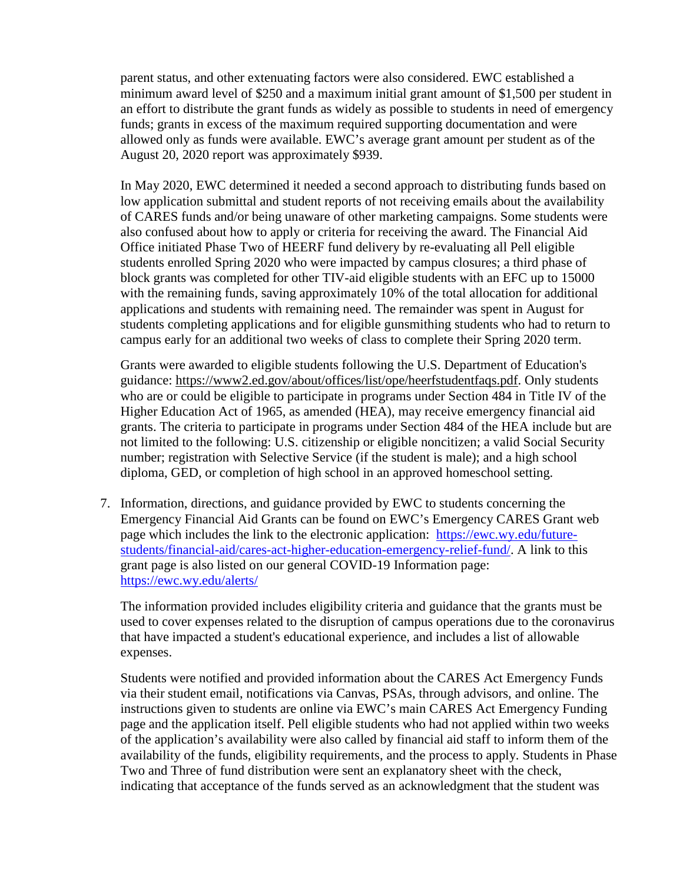parent status, and other extenuating factors were also considered. EWC established a minimum award level of $250 and a maximum initial grant amount of $1,500 per student in an effort to distribute the grant funds as widely as possible to students in need of emergency funds; grants in excess of the maximum required supporting documentation and were allowed only as funds were available. EWC's average grant amount per student as of the August 20, 2020 report was approximately $939.

In May 2020, EWC determined it needed a second approach to distributing funds based on low application submittal and student reports of not receiving emails about the availability of CARES funds and/or being unaware of other marketing campaigns. Some students were also confused about how to apply or criteria for receiving the award. The Financial Aid Office initiated Phase Two of HEERF fund delivery by re-evaluating all Pell eligible students enrolled Spring 2020 who were impacted by campus closures; a third phase of block grants was completed for other TIV-aid eligible students with an EFC up to 15000 with the remaining funds, saving approximately 10% of the total allocation for additional applications and students with remaining need. The remainder was spent in August for students completing applications and for eligible gunsmithing students who had to return to campus early for an additional two weeks of class to complete their Spring 2020 term.

Grants were awarded to eligible students following the U.S. Department of Education's guidance: https://www2.ed.gov/about/offices/list/ope/heerfstudentfaqs.pdf. Only students who are or could be eligible to participate in programs under Section 484 in Title IV of the Higher Education Act of 1965, as amended (HEA), may receive emergency financial aid grants. The criteria to participate in programs under Section 484 of the HEA include but are not limited to the following: U.S. citizenship or eligible noncitizen; a valid Social Security number; registration with Selective Service (if the student is male); and a high school diploma, GED, or completion of high school in an approved homeschool setting.

7. Information, directions, and guidance provided by EWC to students concerning the Emergency Financial Aid Grants can be found on EWC's Emergency CARES Grant web page which includes the link to the electronic application: https://ewc.wy.edu/future-students/financial-aid/cares-act-higher-education-emergency-relief-fund/. A link to this grant page is also listed on our general COVID-19 Information page: https://ewc.wy.edu/alerts/

   The information provided includes eligibility criteria and guidance that the grants must be used to cover expenses related to the disruption of campus operations due to the coronavirus that have impacted a student's educational experience, and includes a list of allowable expenses.

   Students were notified and provided information about the CARES Act Emergency Funds via their student email, notifications via Canvas, PSAs, through advisors, and online. The instructions given to students are online via EWC's main CARES Act Emergency Funding page and the application itself. Pell eligible students who had not applied within two weeks of the application's availability were also called by financial aid staff to inform them of the availability of the funds, eligibility requirements, and the process to apply. Students in Phase Two and Three of fund distribution were sent an explanatory sheet with the check, indicating that acceptance of the funds served as an acknowledgment that the student was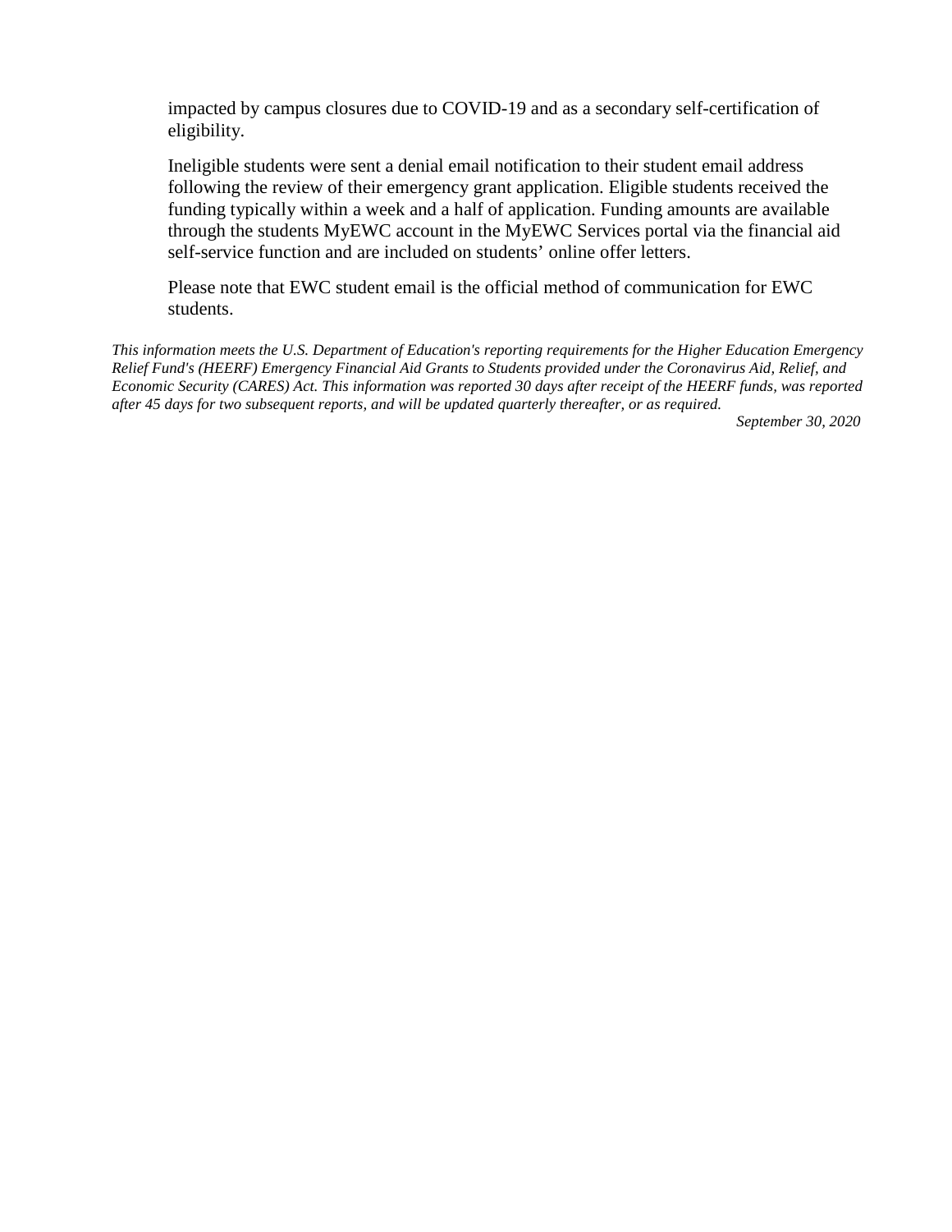impacted by campus closures due to COVID-19 and as a secondary self-certification of eligibility.

Ineligible students were sent a denial email notification to their student email address following the review of their emergency grant application. Eligible students received the funding typically within a week and a half of application. Funding amounts are available through the students MyEWC account in the MyEWC Services portal via the financial aid self-service function and are included on students' online offer letters.

Please note that EWC student email is the official method of communication for EWC students.

*This information meets the U.S. Department of Education's reporting requirements for the Higher Education Emergency Relief Fund's (HEERF) Emergency Financial Aid Grants to Students provided under the Coronavirus Aid, Relief, and Economic Security (CARES) Act. This information was reported 30 days after receipt of the HEERF funds, was reported after 45 days for two subsequent reports, and will be updated quarterly thereafter, or as required.*

*September 30, 2020*